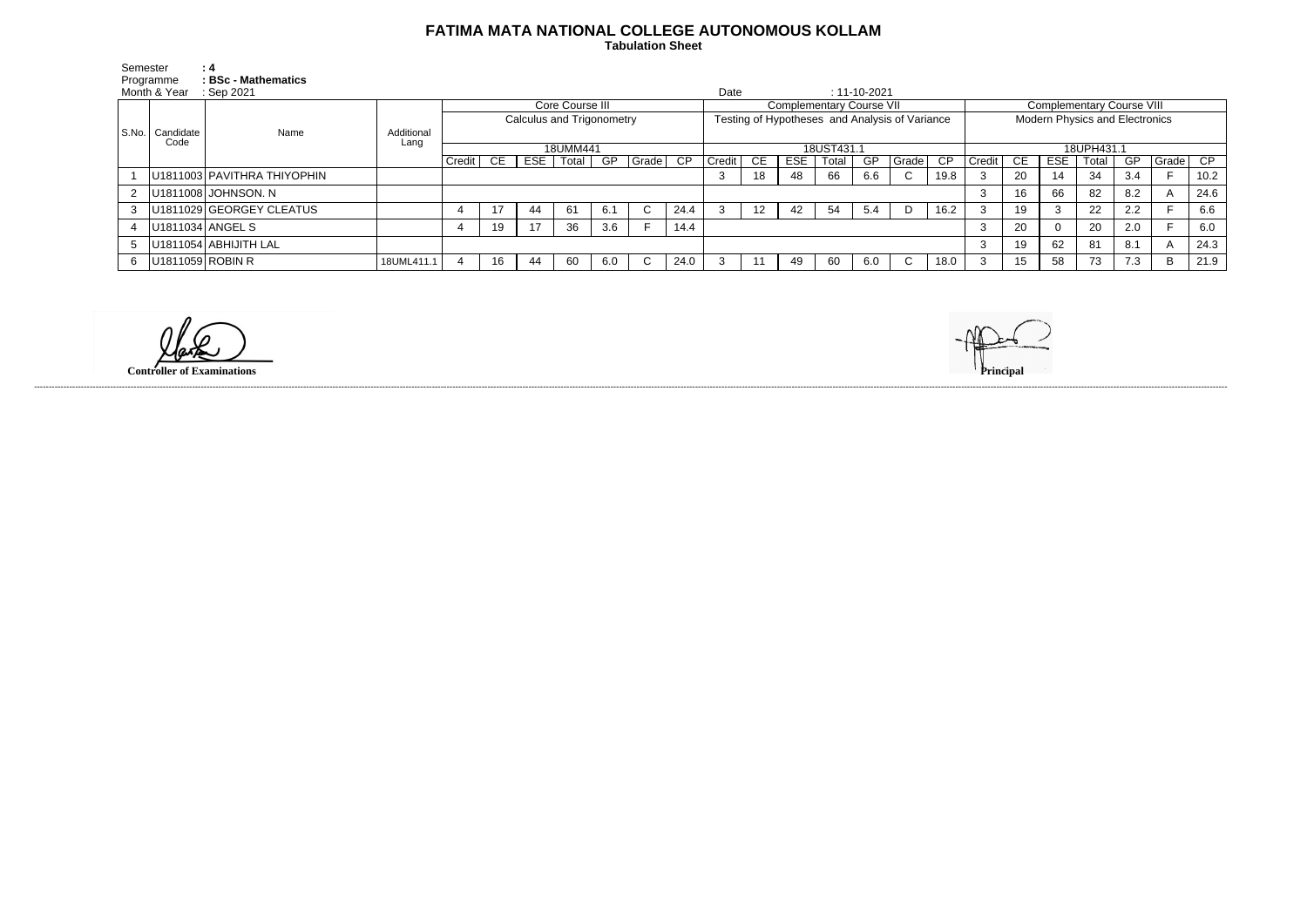# FATIMA MATA NATIONAL COLLEGE AUTONOMOUS KOLLAM

**Tabulation Sheet**

Semester **: 4**
Programme **: BSc - Mathematics**
Month & Year : Sep 2021
Date : 11-10-2021

| S.No. | Candidate Code | Name | Additional Lang | Core Course III | | | | | | | Complementary Course VII | | | | | | | Complementary Course VIII | | | | | | |
|---|---|---|---|---|---|---|---|---|---|---|---|---|---|---|---|---|---|---|---|---|---|---|---|---|
| | | | | Calculus and Trigonometry | | | | | | | Testing of Hypotheses and Analysis of Variance | | | | | | | Modern Physics and Electronics | | | | | | |
| | | | | 18UMM441 | | | | | | | 18UST431.1 | | | | | | | 18UPH431.1 | | | | | | |
| | | | | Credit | CE | ESE | Total | GP | Grade | CP | Credit | CE | ESE | Total | GP | Grade | CP | Credit | CE | ESE | Total | GP | Grade | CP |
| 1 | U1811003 | PAVITHRA THIYOPHIN | | | | | | | | | 3 | 18 | 48 | 66 | 6.6 | C | 19.8 | 3 | 20 | 14 | 34 | 3.4 | F | 10.2 |
| 2 | U1811008 | JOHNSON. N | | | | | | | | | | | | | | | | 3 | 16 | 66 | 82 | 8.2 | A | 24.6 |
| 3 | U1811029 | GEORGEY CLEATUS | | 4 | 17 | 44 | 61 | 6.1 | C | 24.4 | 3 | 12 | 42 | 54 | 5.4 | D | 16.2 | 3 | 19 | 3 | 22 | 2.2 | F | 6.6 |
| 4 | U1811034 | ANGEL S | | 4 | 19 | 17 | 36 | 3.6 | F | 14.4 | | | | | | | | 3 | 20 | 0 | 20 | 2.0 | F | 6.0 |
| 5 | U1811054 | ABHIJITH LAL | | | | | | | | | | | | | | | | 3 | 19 | 62 | 81 | 8.1 | A | 24.3 |
| 6 | U1811059 | ROBIN R | 18UML411.1 | 4 | 16 | 44 | 60 | 6.0 | C | 24.0 | 3 | 11 | 49 | 60 | 6.0 | C | 18.0 | 3 | 15 | 58 | 73 | 7.3 | B | 21.9 |

**Controller of Examinations**

**Principal**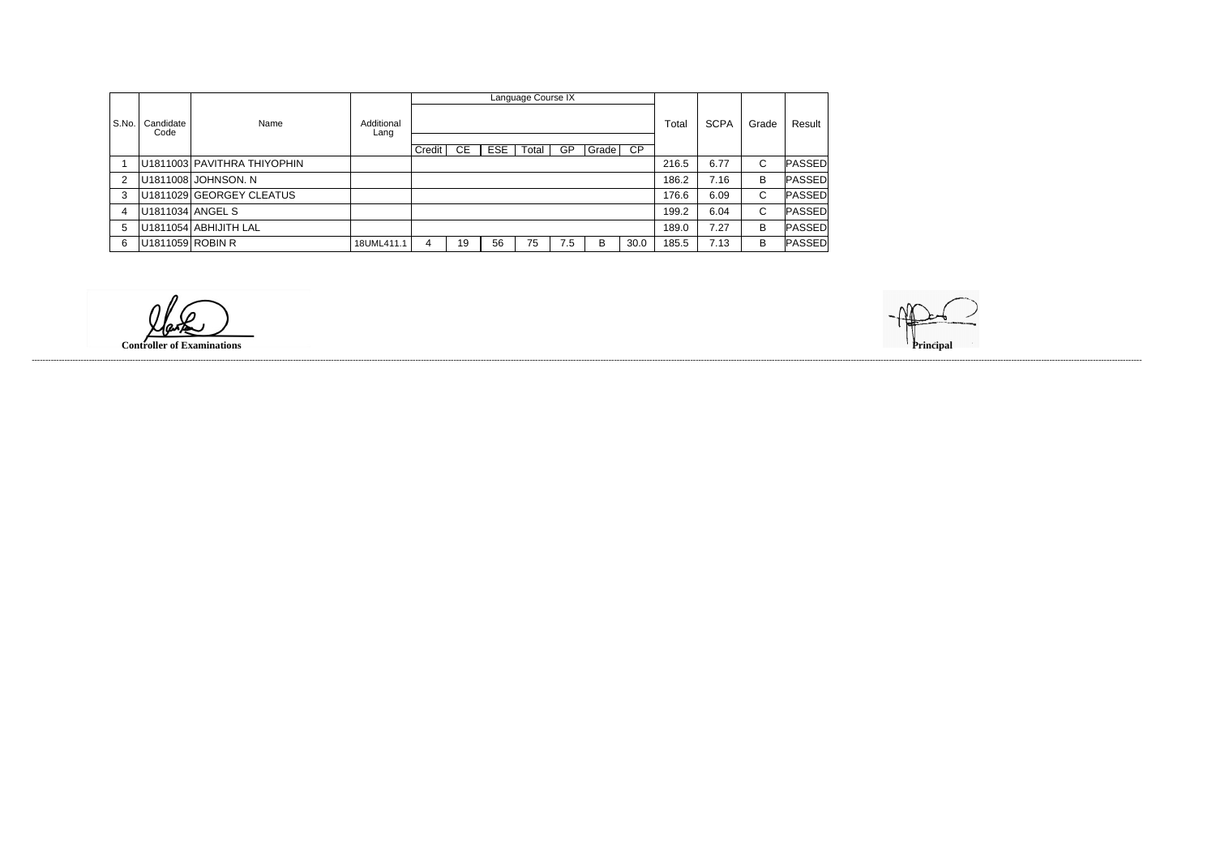| S.No. | Candidate Code | Name | Additional Lang | Language Course IX | | | | | | | Total | SCPA | Grade | Result |
|---|---|---|---|---|---|---|---|---|---|---|---|---|---|---|
| | | | | Credit | CE | ESE | Total | GP | Grade | CP | | | | |
| 1 | U1811003 | PAVITHRA THIYOPHIN | | | | | | | | | 216.5 | 6.77 | C | PASSED |
| 2 | U1811008 | JOHNSON. N | | | | | | | | | 186.2 | 7.16 | B | PASSED |
| 3 | U1811029 | GEORGEY CLEATUS | | | | | | | | | 176.6 | 6.09 | C | PASSED |
| 4 | U1811034 | ANGEL S | | | | | | | | | 199.2 | 6.04 | C | PASSED |
| 5 | U1811054 | ABHIJITH LAL | | | | | | | | | 189.0 | 7.27 | B | PASSED |
| 6 | U1811059 | ROBIN R | 18UML411.1 | 4 | 19 | 56 | 75 | 7.5 | B | 30.0 | 185.5 | 7.13 | B | PASSED |

**Controller of Examinations**

**Principal**